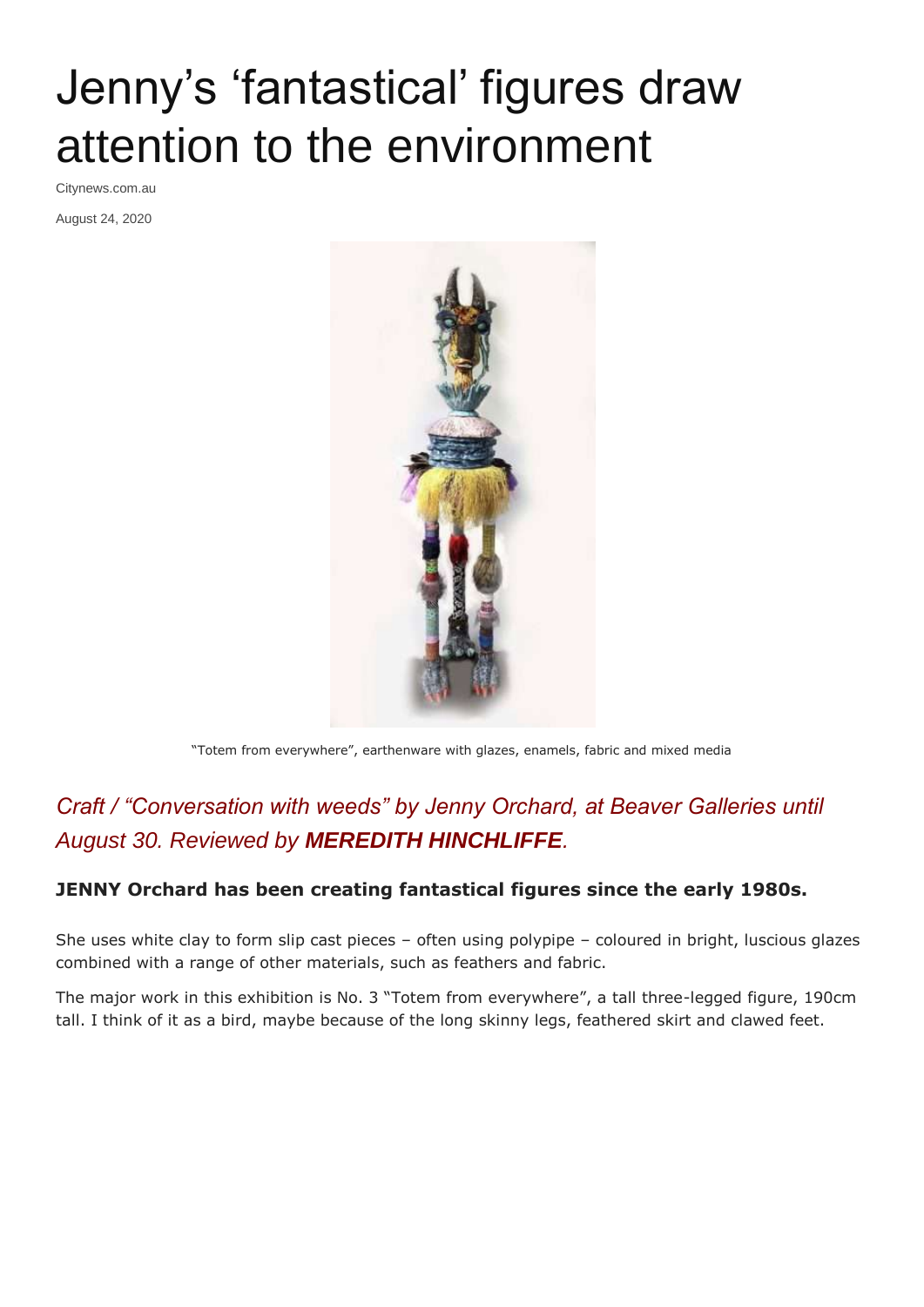# Jenny's 'fantastical' figures draw attention to the environment

Citynews.com.au

August 24, 2020

"Totem from everywhere", earthenware with glazes, enamels, fabric and mixed media

## *Craft / "Conversation with weeds" by Jenny Orchard, at Beaver Galleries until August 30. Reviewed by **MEREDITH HINCHLIFFE**.*

**JENNY Orchard has been creating fantastical figures since the early 1980s.**

She uses white clay to form slip cast pieces – often using polypipe – coloured in bright, luscious glazes combined with a range of other materials, such as feathers and fabric.

The major work in this exhibition is No. 3 "Totem from everywhere", a tall three-legged figure, 190cm tall. I think of it as a bird, maybe because of the long skinny legs, feathered skirt and clawed feet.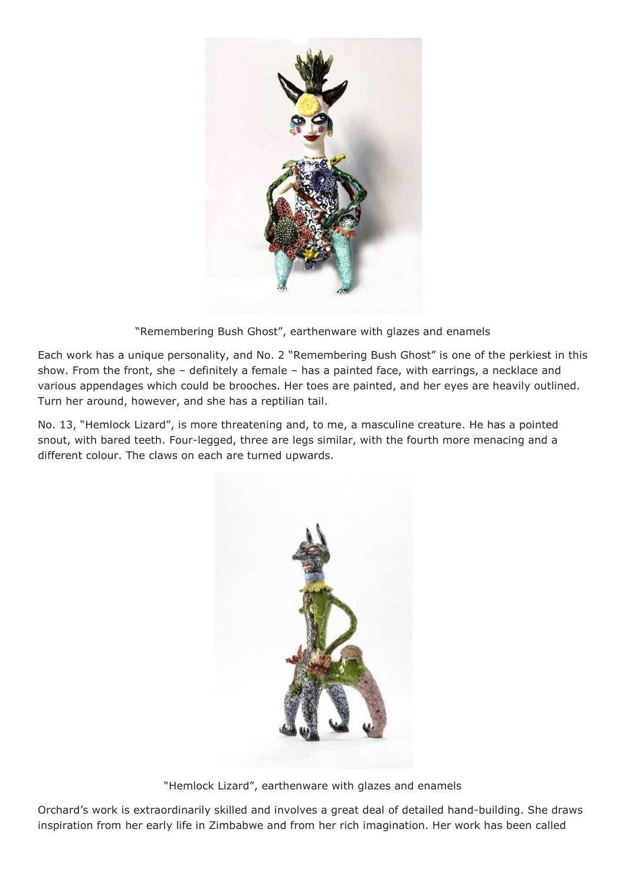"Remembering Bush Ghost", earthenware with glazes and enamels

Each work has a unique personality, and No. 2 "Remembering Bush Ghost" is one of the perkiest in this show. From the front, she – definitely a female – has a painted face, with earrings, a necklace and various appendages which could be brooches. Her toes are painted, and her eyes are heavily outlined. Turn her around, however, and she has a reptilian tail.

No. 13, "Hemlock Lizard", is more threatening and, to me, a masculine creature. He has a pointed snout, with bared teeth. Four-legged, three are legs similar, with the fourth more menacing and a different colour. The claws on each are turned upwards.

"Hemlock Lizard", earthenware with glazes and enamels

Orchard's work is extraordinarily skilled and involves a great deal of detailed hand-building. She draws inspiration from her early life in Zimbabwe and from her rich imagination. Her work has been called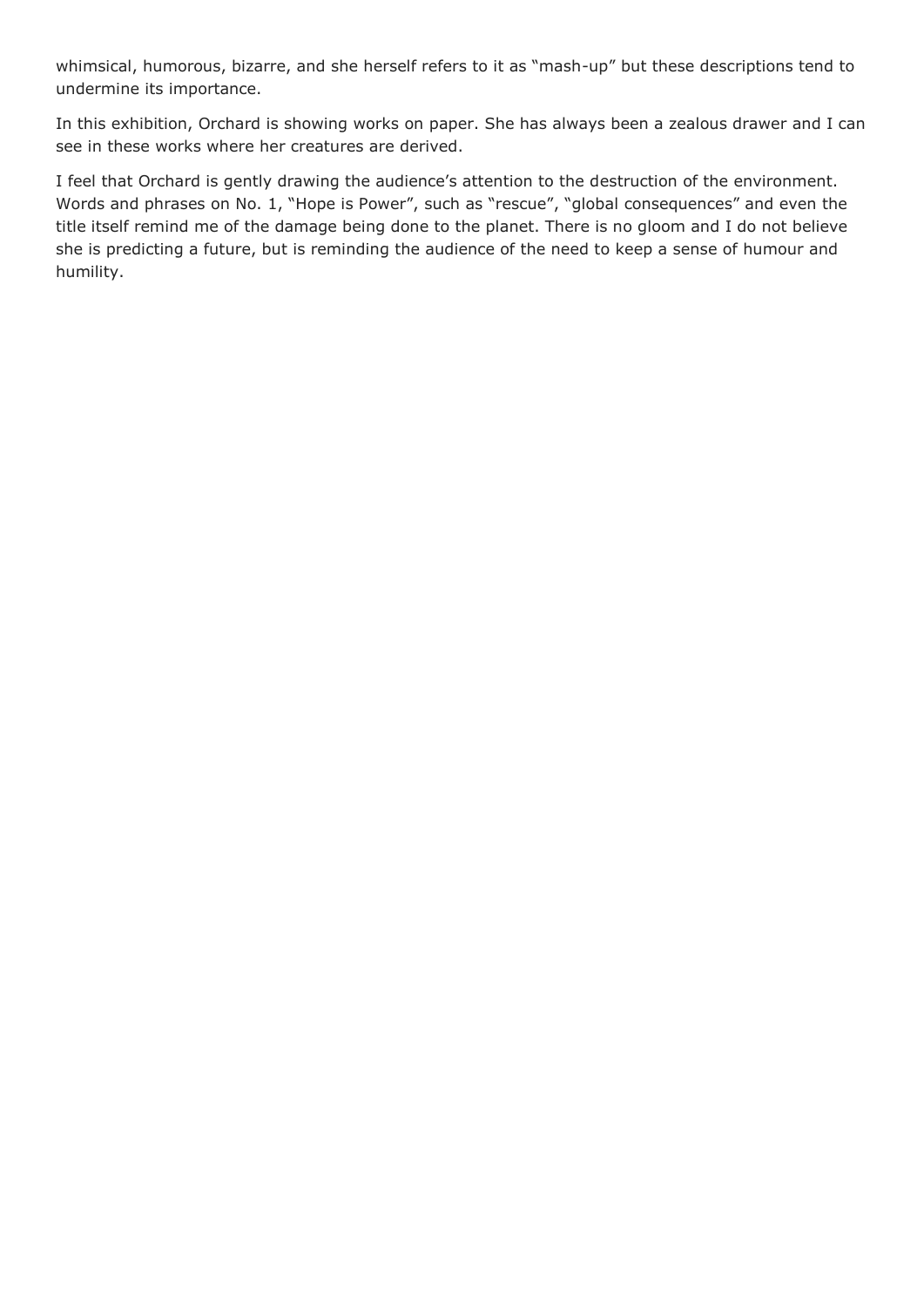whimsical, humorous, bizarre, and she herself refers to it as "mash-up" but these descriptions tend to undermine its importance.

In this exhibition, Orchard is showing works on paper. She has always been a zealous drawer and I can see in these works where her creatures are derived.

I feel that Orchard is gently drawing the audience's attention to the destruction of the environment. Words and phrases on No. 1, "Hope is Power", such as "rescue", "global consequences" and even the title itself remind me of the damage being done to the planet. There is no gloom and I do not believe she is predicting a future, but is reminding the audience of the need to keep a sense of humour and humility.